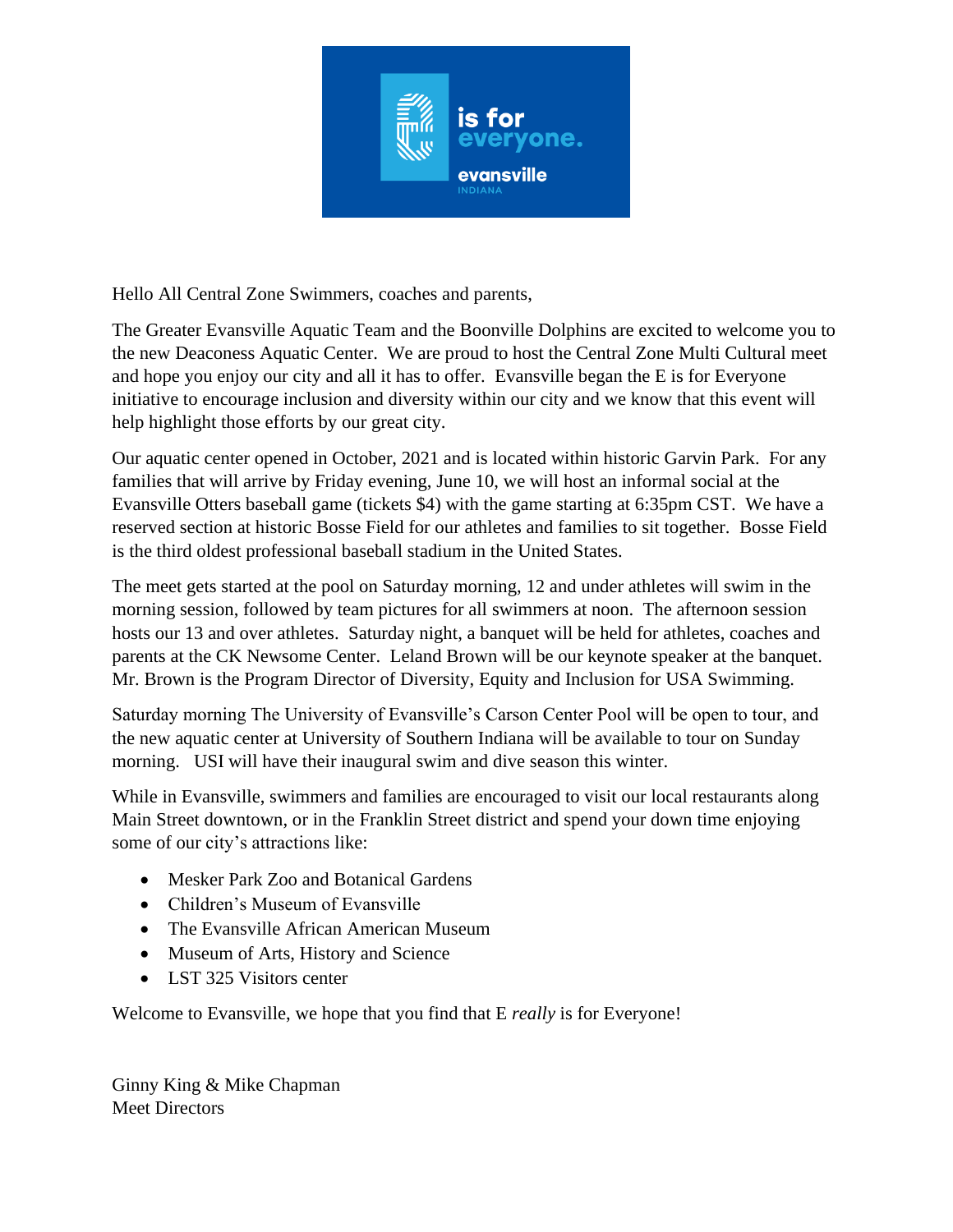Hello All Central Zone Swimmers, coaches and parents,

The Greater Evansville Aquatic Team and the Boonville Dolphins are excited to welcome you to the new Deaconess Aquatic Center. We are proud to host the Central Zone Multi Cultural meet and hope you enjoy our city and all it has to offer. Evansville began the E is for Everyone initiative to encourage inclusion and diversity within our city and we know that this event will help highlight those efforts by our great city.

Our aquatic center opened in October, 2021 and is located within historic Garvin Park. For any families that will arrive by Friday evening, June 10, we will host an informal social at the Evansville Otters baseball game (tickets $4) with the game starting at 6:35pm CST. We have a reserved section at historic Bosse Field for our athletes and families to sit together. Bosse Field is the third oldest professional baseball stadium in the United States.

The meet gets started at the pool on Saturday morning, 12 and under athletes will swim in the morning session, followed by team pictures for all swimmers at noon. The afternoon session hosts our 13 and over athletes. Saturday night, a banquet will be held for athletes, coaches and parents at the CK Newsome Center. Leland Brown will be our keynote speaker at the banquet. Mr. Brown is the Program Director of Diversity, Equity and Inclusion for USA Swimming.

Saturday morning The University of Evansville's Carson Center Pool will be open to tour, and the new aquatic center at University of Southern Indiana will be available to tour on Sunday morning. USI will have their inaugural swim and dive season this winter.

While in Evansville, swimmers and families are encouraged to visit our local restaurants along Main Street downtown, or in the Franklin Street district and spend your down time enjoying some of our city's attractions like:

- Mesker Park Zoo and Botanical Gardens
- Children's Museum of Evansville
- The Evansville African American Museum
- Museum of Arts, History and Science
- LST 325 Visitors center

Welcome to Evansville, we hope that you find that E *really* is for Everyone!

Ginny King & Mike Chapman
Meet Directors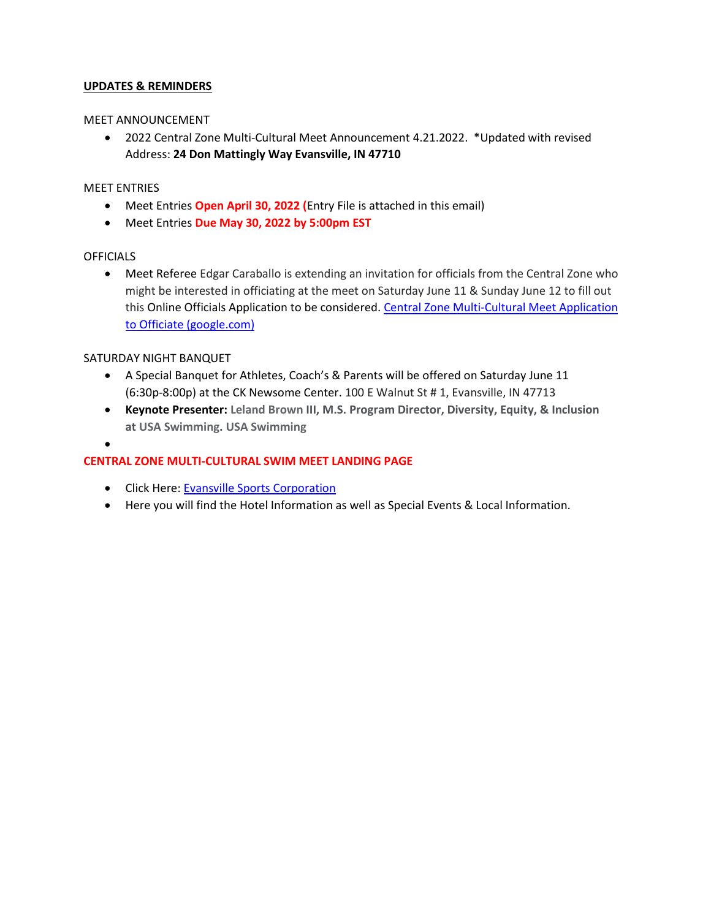**UPDATES & REMINDERS**

MEET ANNOUNCEMENT

- 2022 Central Zone Multi-Cultural Meet Announcement 4.21.2022. *Updated with revised Address: **24 Don Mattingly Way Evansville, IN 47710**

MEET ENTRIES

- Meet Entries **Open April 30, 2022 (**Entry File is attached in this email)
- Meet Entries **Due May 30, 2022 by 5:00pm EST**

OFFICIALS

- Meet Referee Edgar Caraballo is extending an invitation for officials from the Central Zone who might be interested in officiating at the meet on Saturday June 11 & Sunday June 12 to fill out this Online Officials Application to be considered. Central Zone Multi-Cultural Meet Application to Officiate (google.com)

SATURDAY NIGHT BANQUET

- A Special Banquet for Athletes, Coach's & Parents will be offered on Saturday June 11 (6:30p-8:00p) at the CK Newsome Center. 100 E Walnut St # 1, Evansville, IN 47713
- **Keynote Presenter: Leland Brown III, M.S. Program Director, Diversity, Equity, & Inclusion at USA Swimming. USA Swimming**

**CENTRAL ZONE MULTI-CULTURAL SWIM MEET LANDING PAGE**

- Click Here: Evansville Sports Corporation
- Here you will find the Hotel Information as well as Special Events & Local Information.